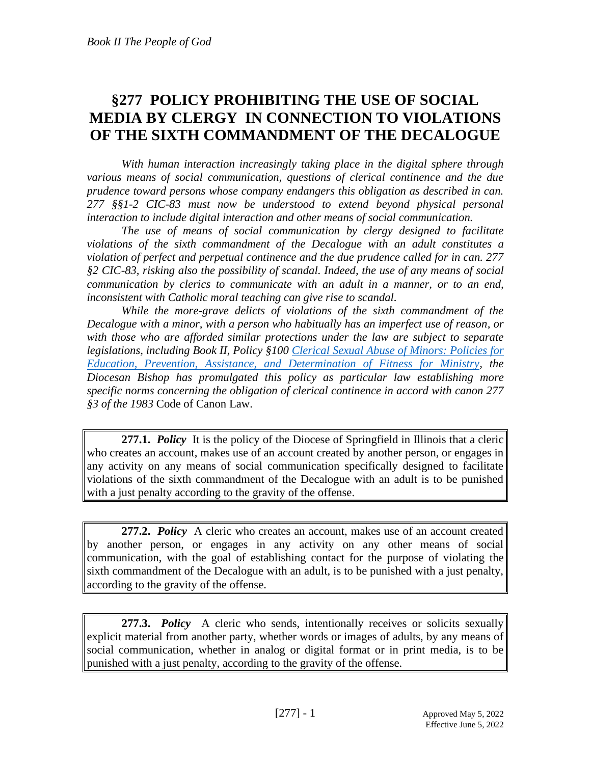# §277 POLICY PROHIBITING THE USE OF SOCIAL MEDIA BY CLERGY IN CONNECTION TO VIOLATIONS OF THE SIXTH COMMANDMENT OF THE DECALOGUE

*With human interaction increasingly taking place in the digital sphere through various means of social communication, questions of clerical continence and the due prudence toward persons whose company endangers this obligation as described in can. 277 §§1-2 CIC-83 must now be understood to extend beyond physical personal interaction to include digital interaction and other means of social communication.*

*The use of means of social communication by clergy designed to facilitate violations of the sixth commandment of the Decalogue with an adult constitutes a violation of perfect and perpetual continence and the due prudence called for in can. 277 §2 CIC-83, risking also the possibility of scandal. Indeed, the use of any means of social communication by clerics to communicate with an adult in a manner, or to an end, inconsistent with Catholic moral teaching can give rise to scandal.*

*While the more-grave delicts of violations of the sixth commandment of the Decalogue with a minor, with a person who habitually has an imperfect use of reason, or with those who are afforded similar protections under the law are subject to separate legislations, including Book II, Policy §100 Clerical Sexual Abuse of Minors: Policies for Education, Prevention, Assistance, and Determination of Fitness for Ministry, the Diocesan Bishop has promulgated this policy as particular law establishing more specific norms concerning the obligation of clerical continence in accord with canon 277 §3 of the 1983* Code of Canon Law.

**277.1.** ***Policy*** It is the policy of the Diocese of Springfield in Illinois that a cleric who creates an account, makes use of an account created by another person, or engages in any activity on any means of social communication specifically designed to facilitate violations of the sixth commandment of the Decalogue with an adult is to be punished with a just penalty according to the gravity of the offense.

**277.2.** ***Policy*** A cleric who creates an account, makes use of an account created by another person, or engages in any activity on any other means of social communication, with the goal of establishing contact for the purpose of violating the sixth commandment of the Decalogue with an adult, is to be punished with a just penalty, according to the gravity of the offense.

**277.3.** ***Policy*** A cleric who sends, intentionally receives or solicits sexually explicit material from another party, whether words or images of adults, by any means of social communication, whether in analog or digital format or in print media, is to be punished with a just penalty, according to the gravity of the offense.

Approved May 5, 2022
Effective June 5, 2022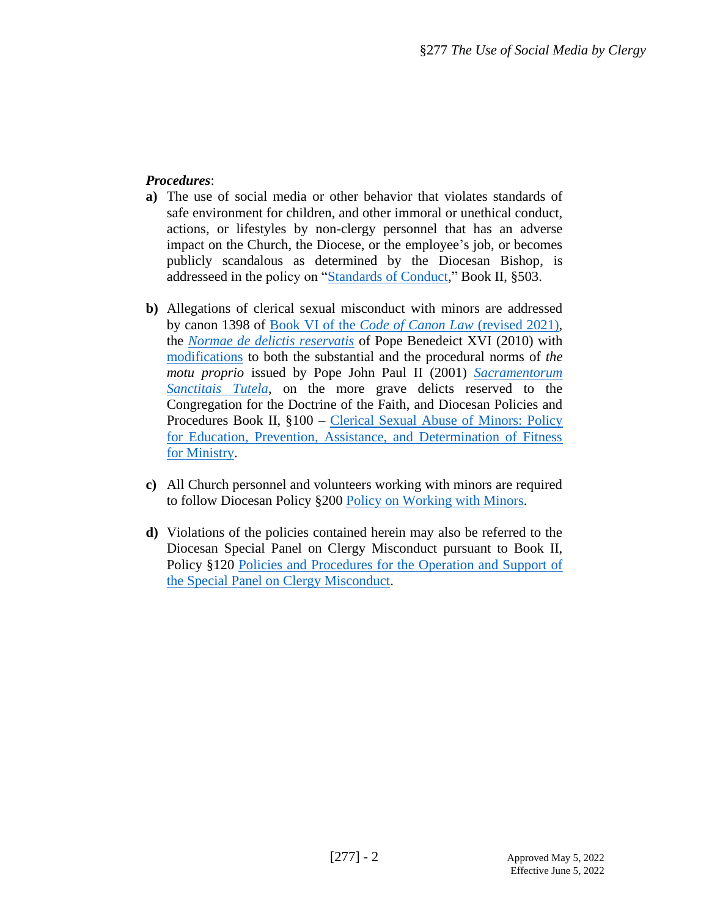***Procedures***:

**a)** The use of social media or other behavior that violates standards of safe environment for children, and other immoral or unethical conduct, actions, or lifestyles by non-clergy personnel that has an adverse impact on the Church, the Diocese, or the employee's job, or becomes publicly scandalous as determined by the Diocesan Bishop, is addresseed in the policy on "Standards of Conduct," Book II, §503.

**b)** Allegations of clerical sexual misconduct with minors are addressed by canon 1398 of Book VI of the *Code of Canon Law* (revised 2021), the *Normae de delictis reservatis* of Pope Benedeict XVI (2010) with modifications to both the substantial and the procedural norms of *the motu proprio* issued by Pope John Paul II (2001) *Sacramentorum Sanctitais Tutela*, on the more grave delicts reserved to the Congregation for the Doctrine of the Faith, and Diocesan Policies and Procedures Book II, §100 – Clerical Sexual Abuse of Minors: Policy for Education, Prevention, Assistance, and Determination of Fitness for Ministry.

**c)** All Church personnel and volunteers working with minors are required to follow Diocesan Policy §200 Policy on Working with Minors.

**d)** Violations of the policies contained herein may also be referred to the Diocesan Special Panel on Clergy Misconduct pursuant to Book II, Policy §120 Policies and Procedures for the Operation and Support of the Special Panel on Clergy Misconduct.

Approved May 5, 2022
Effective June 5, 2022